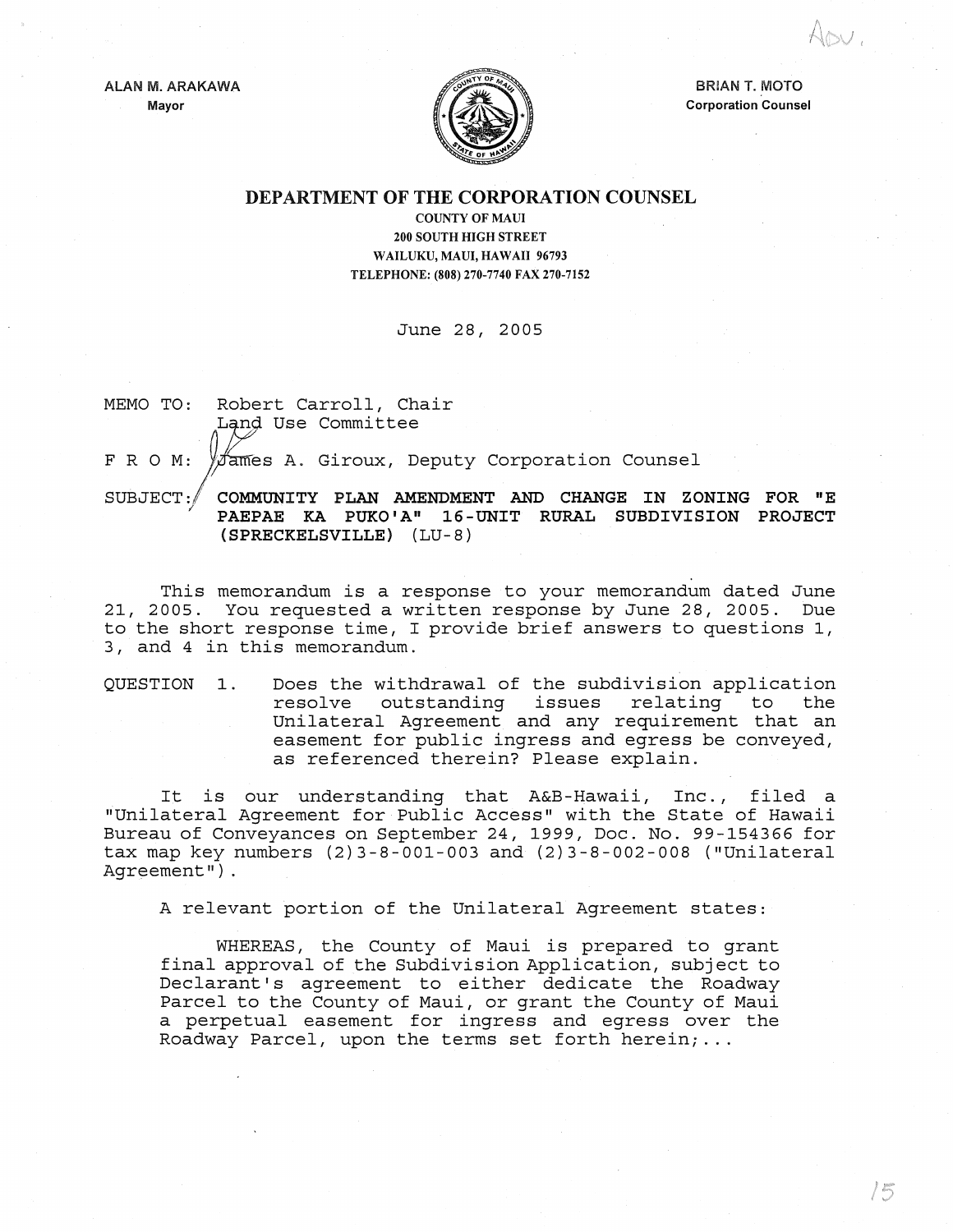ALAN M. ARAKAWA
Mayor

BRIAN T. MOTO
Corporation Counsel

# DEPARTMENT OF THE CORPORATION COUNSEL

COUNTY OF MAUI
200 SOUTH HIGH STREET
WAILUKU, MAUI, HAWAII 96793
TELEPHONE: (808) 270-7740 FAX 270-7152

June 28, 2005

MEMO TO: Robert Carroll, Chair
Land Use Committee

F R O M: James A. Giroux, Deputy Corporation Counsel

SUBJECT: **COMMUNITY PLAN AMENDMENT AND CHANGE IN ZONING FOR "E PAEPAE KA PUKO'A" 16-UNIT RURAL SUBDIVISION PROJECT (SPRECKELSVILLE)** (LU-8)

This memorandum is a response to your memorandum dated June 21, 2005. You requested a written response by June 28, 2005. Due to the short response time, I provide brief answers to questions 1, 3, and 4 in this memorandum.

QUESTION 1. Does the withdrawal of the subdivision application resolve outstanding issues relating to the Unilateral Agreement and any requirement that an easement for public ingress and egress be conveyed, as referenced therein? Please explain.

It is our understanding that A&B-Hawaii, Inc., filed a "Unilateral Agreement for Public Access" with the State of Hawaii Bureau of Conveyances on September 24, 1999, Doc. No. 99-154366 for tax map key numbers (2)3-8-001-003 and (2)3-8-002-008 ("Unilateral Agreement").

A relevant portion of the Unilateral Agreement states:

> WHEREAS, the County of Maui is prepared to grant final approval of the Subdivision Application, subject to Declarant's agreement to either dedicate the Roadway Parcel to the County of Maui, or grant the County of Maui a perpetual easement for ingress and egress over the Roadway Parcel, upon the terms set forth herein;...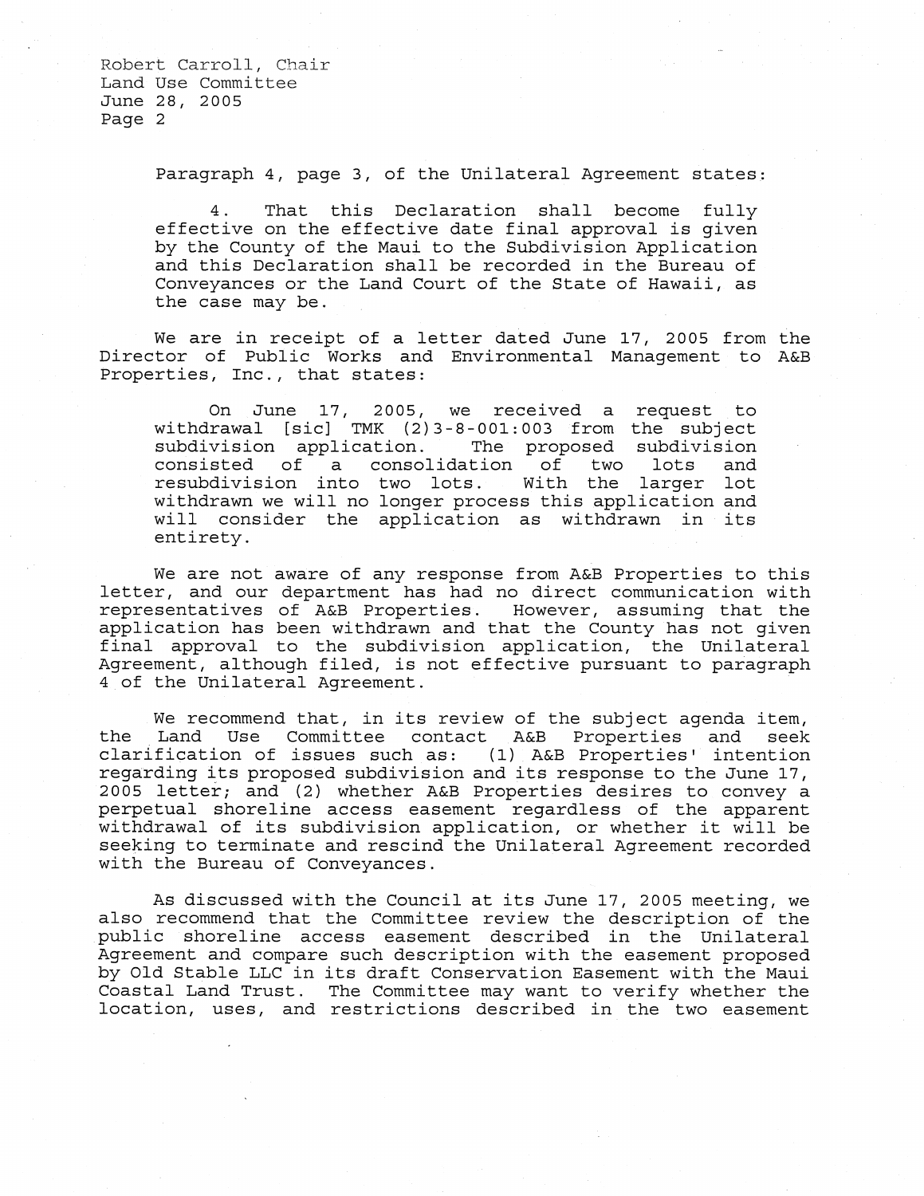Paragraph 4, page 3, of the Unilateral Agreement states:

> 4. That this Declaration shall become fully effective on the effective date final approval is given by the County of the Maui to the Subdivision Application and this Declaration shall be recorded in the Bureau of Conveyances or the Land Court of the State of Hawaii, as the case may be.

We are in receipt of a letter dated June 17, 2005 from the Director of Public Works and Environmental Management to A&B Properties, Inc., that states:

> On June 17, 2005, we received a request to withdrawal [sic] TMK (2)3-8-001:003 from the subject subdivision application. The proposed subdivision consisted of a consolidation of two lots and resubdivision into two lots. With the larger lot withdrawn we will no longer process this application and will consider the application as withdrawn in its entirety.

We are not aware of any response from A&B Properties to this letter, and our department has had no direct communication with representatives of A&B Properties. However, assuming that the application has been withdrawn and that the County has not given final approval to the subdivision application, the Unilateral Agreement, although filed, is not effective pursuant to paragraph 4 of the Unilateral Agreement.

We recommend that, in its review of the subject agenda item, the Land Use Committee contact A&B Properties and seek clarification of issues such as: (1) A&B Properties' intention regarding its proposed subdivision and its response to the June 17, 2005 letter; and (2) whether A&B Properties desires to convey a perpetual shoreline access easement regardless of the apparent withdrawal of its subdivision application, or whether it will be seeking to terminate and rescind the Unilateral Agreement recorded with the Bureau of Conveyances.

As discussed with the Council at its June 17, 2005 meeting, we also recommend that the Committee review the description of the public shoreline access easement described in the Unilateral Agreement and compare such description with the easement proposed by Old Stable LLC in its draft Conservation Easement with the Maui Coastal Land Trust. The Committee may want to verify whether the location, uses, and restrictions described in the two easement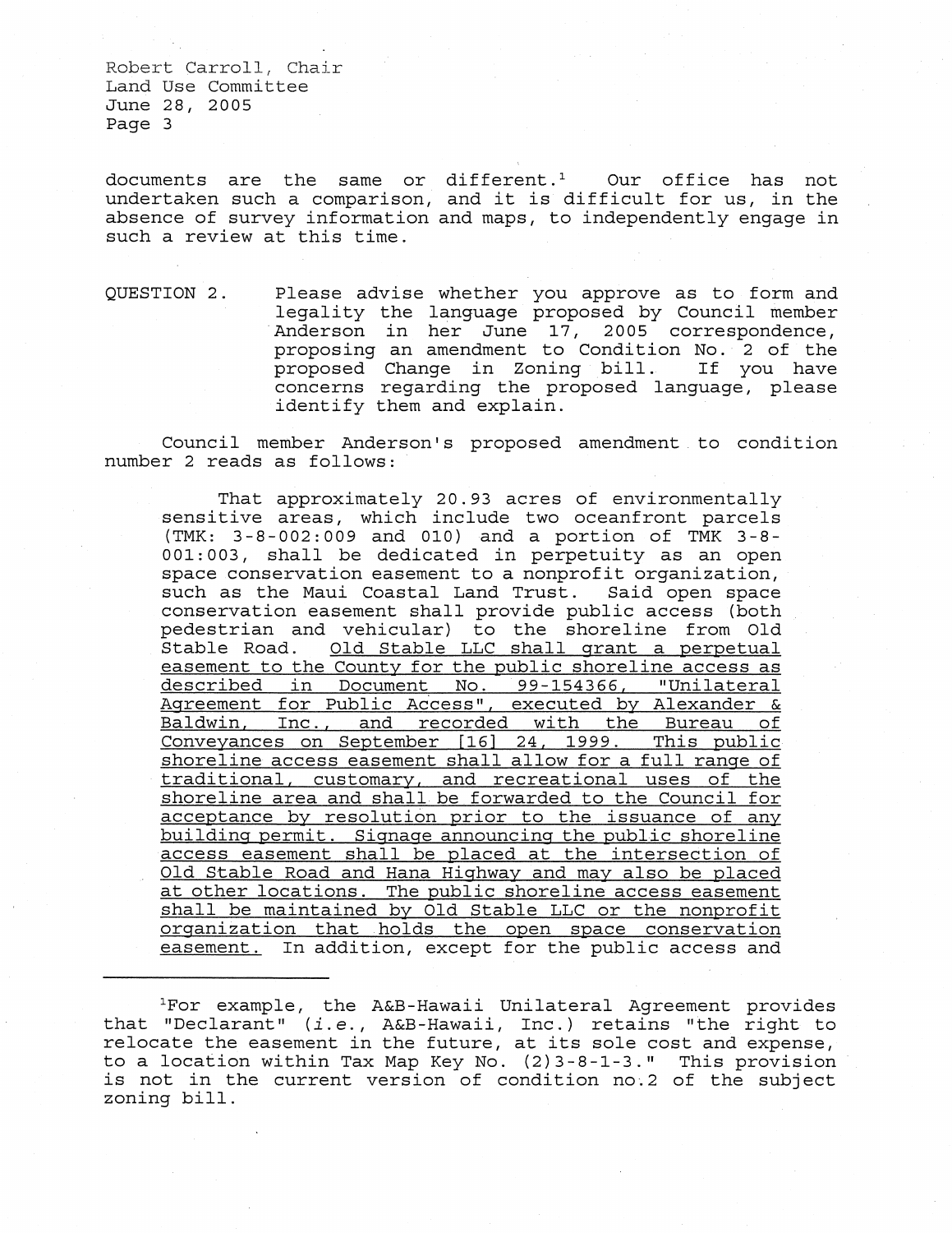documents are the same or different.[1] Our office has not undertaken such a comparison, and it is difficult for us, in the absence of survey information and maps, to independently engage in such a review at this time.

QUESTION 2. Please advise whether you approve as to form and legality the language proposed by Council member Anderson in her June 17, 2005 correspondence, proposing an amendment to Condition No. 2 of the proposed Change in Zoning bill. If you have concerns regarding the proposed language, please identify them and explain.

Council member Anderson's proposed amendment to condition number 2 reads as follows:

> That approximately 20.93 acres of environmentally sensitive areas, which include two oceanfront parcels (TMK: 3-8-002:009 and 010) and a portion of TMK 3-8-001:003, shall be dedicated in perpetuity as an open space conservation easement to a nonprofit organization, such as the Maui Coastal Land Trust. Said open space conservation easement shall provide public access (both pedestrian and vehicular) to the shoreline from Old Stable Road. <u>Old Stable LLC shall grant a perpetual easement to the County for the public shoreline access as described in Document No. 99-154366, "Unilateral Agreement for Public Access", executed by Alexander & Baldwin, Inc., and recorded with the Bureau of Conveyances on September [16] 24, 1999. This public shoreline access easement shall allow for a full range of traditional, customary, and recreational uses of the shoreline area and shall be forwarded to the Council for acceptance by resolution prior to the issuance of any building permit. Signage announcing the public shoreline access easement shall be placed at the intersection of Old Stable Road and Hana Highway and may also be placed at other locations. The public shoreline access easement shall be maintained by Old Stable LLC or the nonprofit organization that holds the open space conservation easement.</u> In addition, except for the public access and

---

[1] For example, the A&B-Hawaii Unilateral Agreement provides that "Declarant" (*i.e.*, A&B-Hawaii, Inc.) retains "the right to relocate the easement in the future, at its sole cost and expense, to a location within Tax Map Key No. (2)3-8-1-3." This provision is not in the current version of condition no.2 of the subject zoning bill.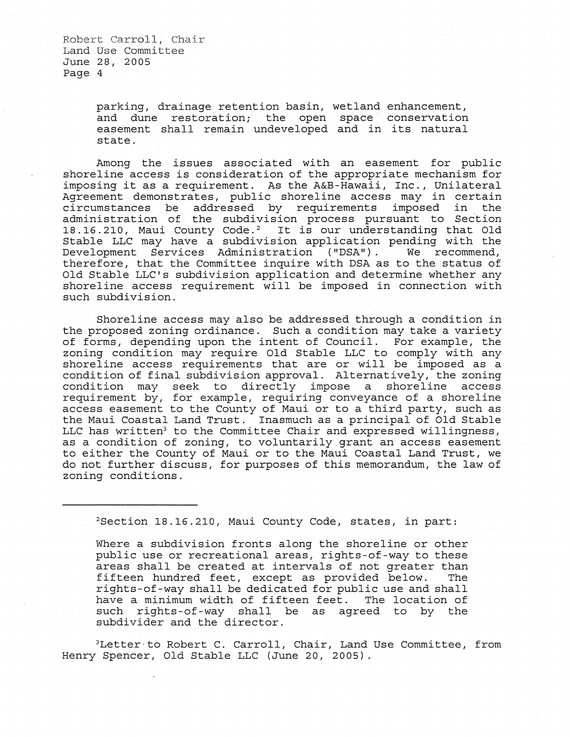parking, drainage retention basin, wetland enhancement, and dune restoration; the open space conservation easement shall remain undeveloped and in its natural state.

Among the issues associated with an easement for public shoreline access is consideration of the appropriate mechanism for imposing it as a requirement. As the A&B-Hawaii, Inc., Unilateral Agreement demonstrates, public shoreline access may in certain circumstances be addressed by requirements imposed in the administration of the subdivision process pursuant to Section 18.16.210, Maui County Code.[2] It is our understanding that Old Stable LLC may have a subdivision application pending with the Development Services Administration ("DSA"). We recommend, therefore, that the Committee inquire with DSA as to the status of Old Stable LLC's subdivision application and determine whether any shoreline access requirement will be imposed in connection with such subdivision.

Shoreline access may also be addressed through a condition in the proposed zoning ordinance. Such a condition may take a variety of forms, depending upon the intent of Council. For example, the zoning condition may require Old Stable LLC to comply with any shoreline access requirements that are or will be imposed as a condition of final subdivision approval. Alternatively, the zoning condition may seek to directly impose a shoreline access requirement by, for example, requiring conveyance of a shoreline access easement to the County of Maui or to a third party, such as the Maui Coastal Land Trust. Inasmuch as a principal of Old Stable LLC has written[3] to the Committee Chair and expressed willingness, as a condition of zoning, to voluntarily grant an access easement to either the County of Maui or to the Maui Coastal Land Trust, we do not further discuss, for purposes of this memorandum, the law of zoning conditions.

---

[2]Section 18.16.210, Maui County Code, states, in part:

> Where a subdivision fronts along the shoreline or other public use or recreational areas, rights-of-way to these areas shall be created at intervals of not greater than fifteen hundred feet, except as provided below. The rights-of-way shall be dedicated for public use and shall have a minimum width of fifteen feet. The location of such rights-of-way shall be as agreed to by the subdivider and the director.

[3]Letter to Robert C. Carroll, Chair, Land Use Committee, from Henry Spencer, Old Stable LLC (June 20, 2005).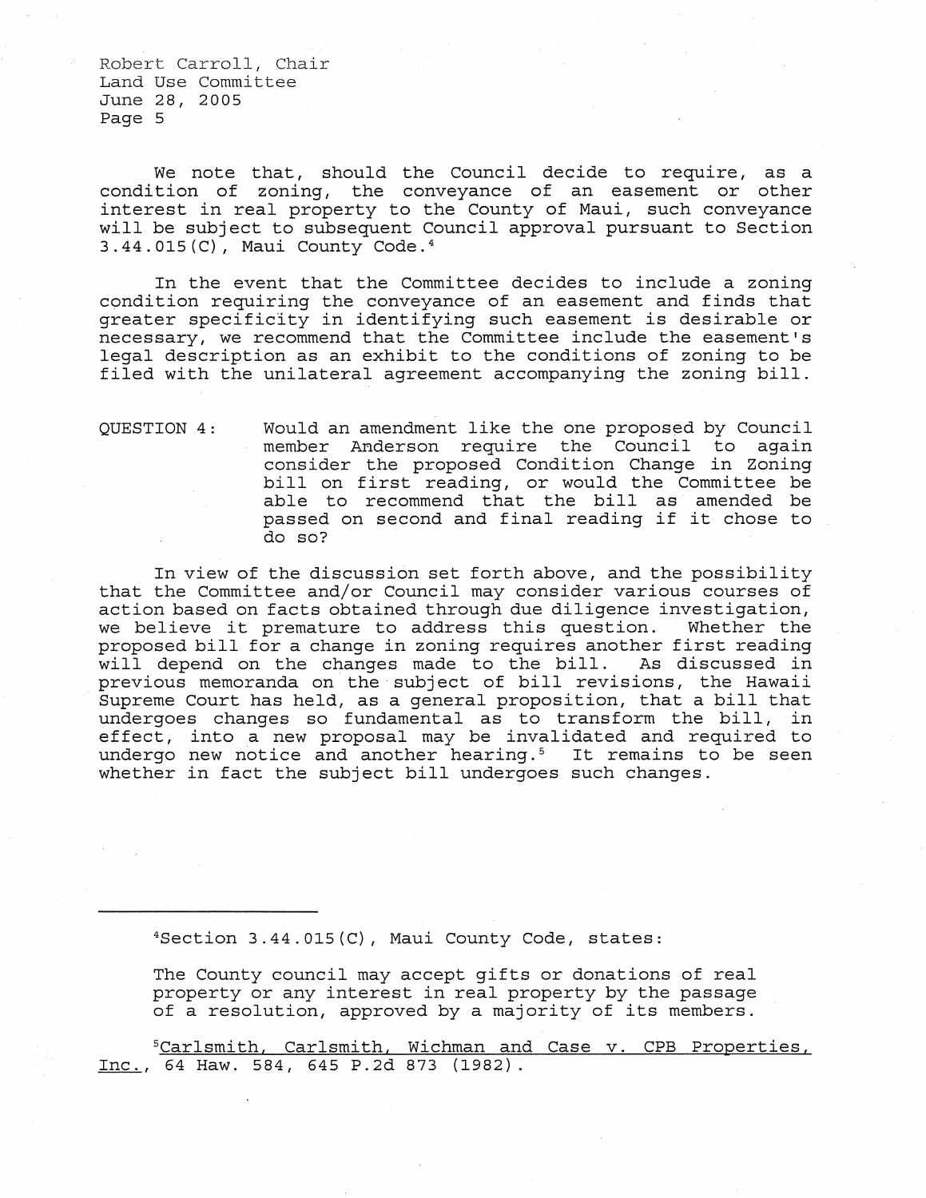We note that, should the Council decide to require, as a condition of zoning, the conveyance of an easement or other interest in real property to the County of Maui, such conveyance will be subject to subsequent Council approval pursuant to Section 3.44.015(C), Maui County Code.[4]

In the event that the Committee decides to include a zoning condition requiring the conveyance of an easement and finds that greater specificity in identifying such easement is desirable or necessary, we recommend that the Committee include the easement's legal description as an exhibit to the conditions of zoning to be filed with the unilateral agreement accompanying the zoning bill.

QUESTION 4: Would an amendment like the one proposed by Council member Anderson require the Council to again consider the proposed Condition Change in Zoning bill on first reading, or would the Committee be able to recommend that the bill as amended be passed on second and final reading if it chose to do so?

In view of the discussion set forth above, and the possibility that the Committee and/or Council may consider various courses of action based on facts obtained through due diligence investigation, we believe it premature to address this question. Whether the proposed bill for a change in zoning requires another first reading will depend on the changes made to the bill. As discussed in previous memoranda on the subject of bill revisions, the Hawaii Supreme Court has held, as a general proposition, that a bill that undergoes changes so fundamental as to transform the bill, in effect, into a new proposal may be invalidated and required to undergo new notice and another hearing.[5] It remains to be seen whether in fact the subject bill undergoes such changes.

---

[4]Section 3.44.015(C), Maui County Code, states:

The County council may accept gifts or donations of real property or any interest in real property by the passage of a resolution, approved by a majority of its members.

[5]Carlsmith, Carlsmith, Wichman and Case v. CPB Properties, Inc., 64 Haw. 584, 645 P.2d 873 (1982).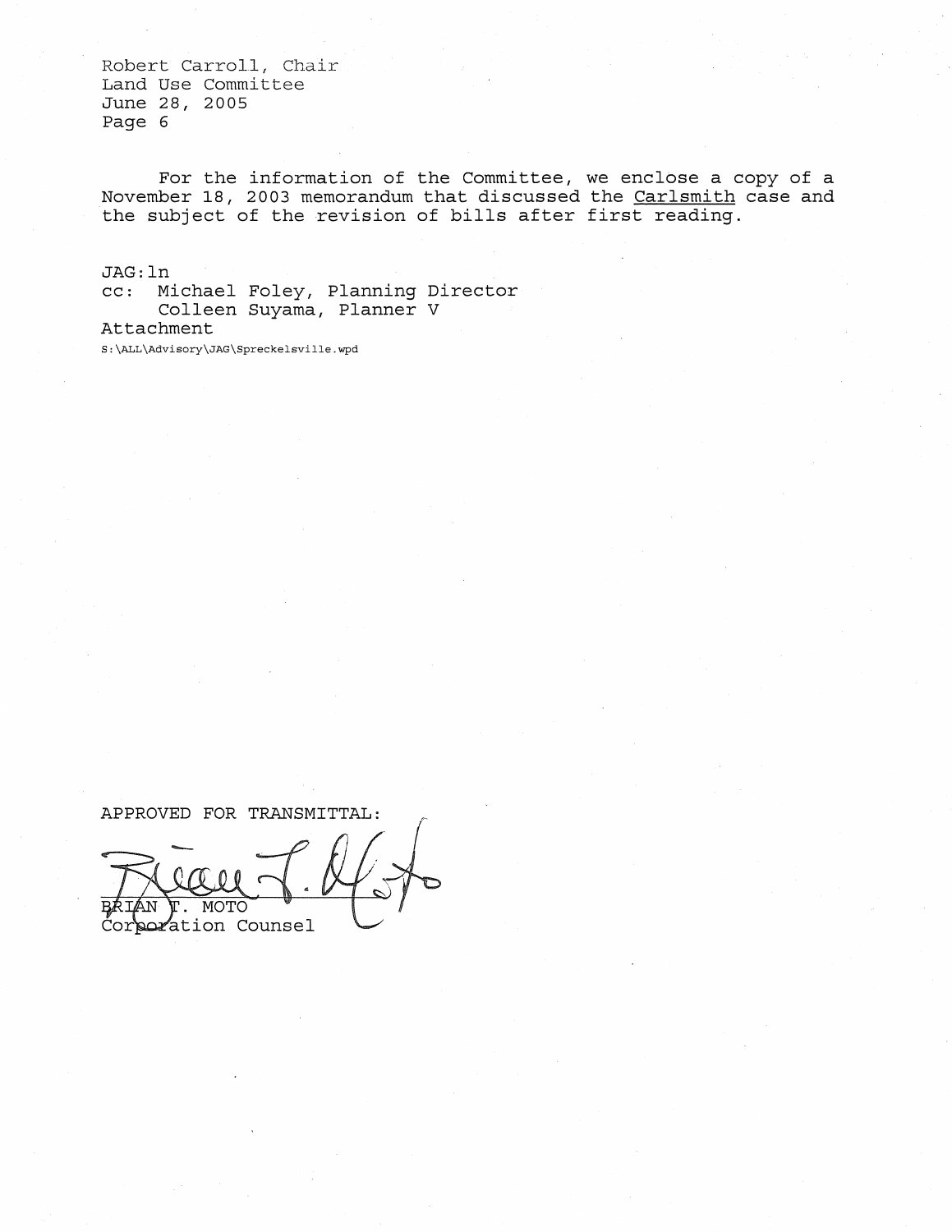Robert Carroll, Chair
Land Use Committee
June 28, 2005

For the information of the Committee, we enclose a copy of a November 18, 2003 memorandum that discussed the Carlsmith case and the subject of the revision of bills after first reading.

JAG:ln
cc: Michael Foley, Planning Director
Colleen Suyama, Planner V
Attachment
S:\ALL\Advisory\JAG\Spreckelsville.wpd

APPROVED FOR TRANSMITTAL:

BRIAN T. MOTO
Corporation Counsel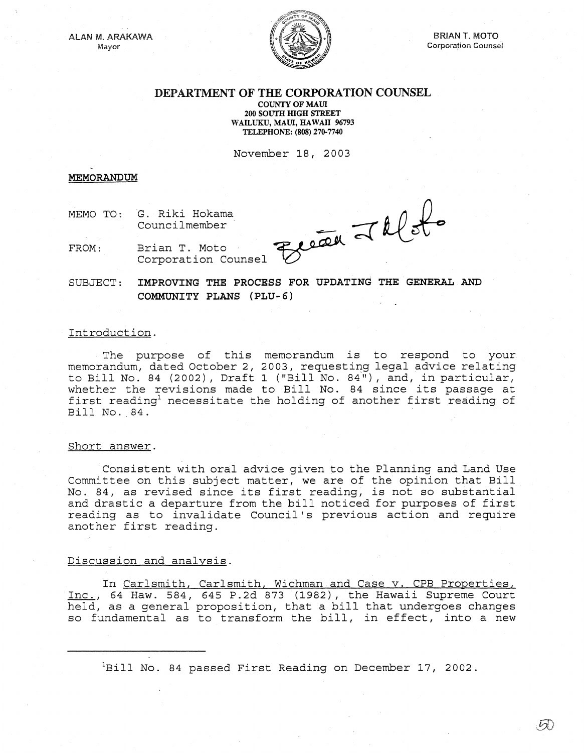ALAN M. ARAKAWA
Mayor

BRIAN T. MOTO
Corporation Counsel

# DEPARTMENT OF THE CORPORATION COUNSEL

**COUNTY OF MAUI**
**200 SOUTH HIGH STREET**
**WAILUKU, MAUI, HAWAII 96793**
**TELEPHONE: (808) 270-7740**

November 18, 2003

**MEMORANDUM**

MEMO TO: G. Riki Hokama
Councilmember

FROM: Brian T. Moto
Corporation Counsel

SUBJECT: **IMPROVING THE PROCESS FOR UPDATING THE GENERAL AND COMMUNITY PLANS (PLU-6)**

Introduction.

The purpose of this memorandum is to respond to your memorandum, dated October 2, 2003, requesting legal advice relating to Bill No. 84 (2002), Draft 1 ("Bill No. 84"), and, in particular, whether the revisions made to Bill No. 84 since its passage at first reading[1] necessitate the holding of another first reading of Bill No. 84.

Short answer.

Consistent with oral advice given to the Planning and Land Use Committee on this subject matter, we are of the opinion that Bill No. 84, as revised since its first reading, is not so substantial and drastic a departure from the bill noticed for purposes of first reading as to invalidate Council's previous action and require another first reading.

Discussion and analysis.

In Carlsmith, Carlsmith, Wichman and Case v. CPB Properties, Inc., 64 Haw. 584, 645 P.2d 873 (1982), the Hawaii Supreme Court held, as a general proposition, that a bill that undergoes changes so fundamental as to transform the bill, in effect, into a new

[1] Bill No. 84 passed First Reading on December 17, 2002.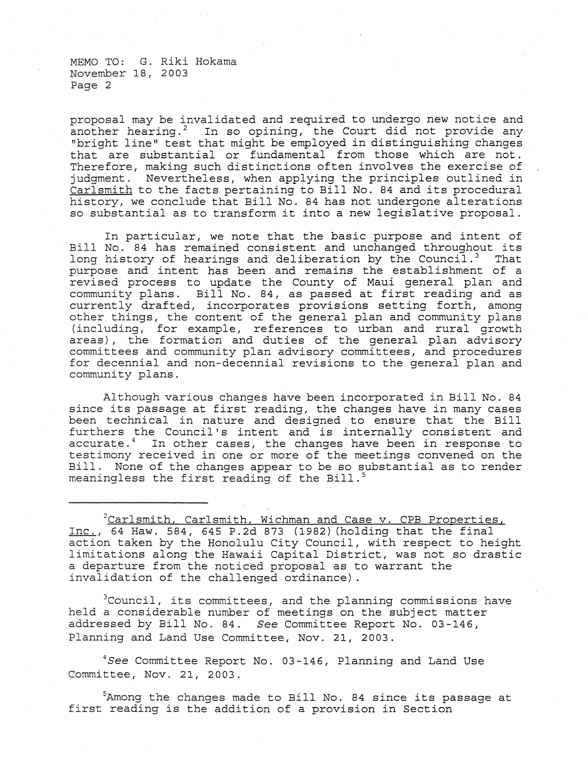MEMO TO: G. Riki Hokama
November 18, 2003
Page 2

proposal may be invalidated and required to undergo new notice and another hearing.[2] In so opining, the Court did not provide any "bright line" test that might be employed in distinguishing changes that are substantial or fundamental from those which are not. Therefore, making such distinctions often involves the exercise of judgment. Nevertheless, when applying the principles outlined in Carlsmith to the facts pertaining to Bill No. 84 and its procedural history, we conclude that Bill No. 84 has not undergone alterations so substantial as to transform it into a new legislative proposal.

In particular, we note that the basic purpose and intent of Bill No. 84 has remained consistent and unchanged throughout its long history of hearings and deliberation by the Council.[3] That purpose and intent has been and remains the establishment of a revised process to update the County of Maui general plan and community plans. Bill No. 84, as passed at first reading and as currently drafted, incorporates provisions setting forth, among other things, the content of the general plan and community plans (including, for example, references to urban and rural growth areas), the formation and duties of the general plan advisory committees and community plan advisory committees, and procedures for decennial and non-decennial revisions to the general plan and community plans.

Although various changes have been incorporated in Bill No. 84 since its passage at first reading, the changes have in many cases been technical in nature and designed to ensure that the Bill furthers the Council's intent and is internally consistent and accurate.[4] In other cases, the changes have been in response to testimony received in one or more of the meetings convened on the Bill. None of the changes appear to be so substantial as to render meaningless the first reading of the Bill.[5]

---

[2] Carlsmith, Carlsmith, Wichman and Case v. CPB Properties, Inc., 64 Haw. 584, 645 P.2d 873 (1982) (holding that the final action taken by the Honolulu City Council, with respect to height limitations along the Hawaii Capital District, was not so drastic a departure from the noticed proposal as to warrant the invalidation of the challenged ordinance).

[3] Council, its committees, and the planning commissions have held a considerable number of meetings on the subject matter addressed by Bill No. 84. *See* Committee Report No. 03-146, Planning and Land Use Committee, Nov. 21, 2003.

[4] *See* Committee Report No. 03-146, Planning and Land Use Committee, Nov. 21, 2003.

[5] Among the changes made to Bill No. 84 since its passage at first reading is the addition of a provision in Section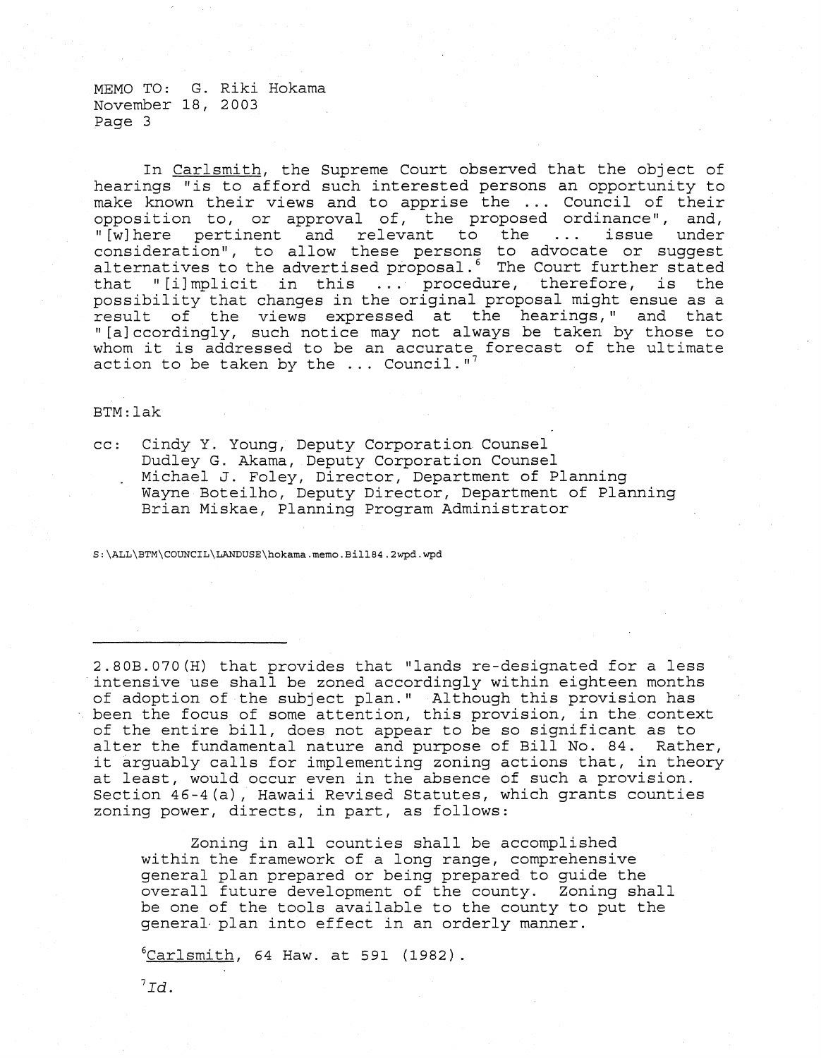MEMO TO: G. Riki Hokama
November 18, 2003
Page 3

In Carlsmith, the Supreme Court observed that the object of hearings "is to afford such interested persons an opportunity to make known their views and to apprise the ... Council of their opposition to, or approval of, the proposed ordinance", and, "[w]here pertinent and relevant to the ... issue under consideration", to allow these persons to advocate or suggest alternatives to the advertised proposal.[6] The Court further stated that "[i]mplicit in this ... procedure, therefore, is the possibility that changes in the original proposal might ensue as a result of the views expressed at the hearings," and that "[a]ccordingly, such notice may not always be taken by those to whom it is addressed to be an accurate forecast of the ultimate action to be taken by the ... Council."[7]

BTM:lak

cc: Cindy Y. Young, Deputy Corporation Counsel
Dudley G. Akama, Deputy Corporation Counsel
Michael J. Foley, Director, Department of Planning
Wayne Boteilho, Deputy Director, Department of Planning
Brian Miskae, Planning Program Administrator

S:\ALL\BTM\COUNCIL\LANDUSE\hokama.memo.Bill84.2wpd.wpd

---

2.80B.070(H) that provides that "lands re-designated for a less intensive use shall be zoned accordingly within eighteen months of adoption of the subject plan." Although this provision has been the focus of some attention, this provision, in the context of the entire bill, does not appear to be so significant as to alter the fundamental nature and purpose of Bill No. 84. Rather, it arguably calls for implementing zoning actions that, in theory at least, would occur even in the absence of such a provision. Section 46-4(a), Hawaii Revised Statutes, which grants counties zoning power, directs, in part, as follows:

> Zoning in all counties shall be accomplished within the framework of a long range, comprehensive general plan prepared or being prepared to guide the overall future development of the county. Zoning shall be one of the tools available to the county to put the general plan into effect in an orderly manner.

[6] Carlsmith, 64 Haw. at 591 (1982).

[7] *Id.*